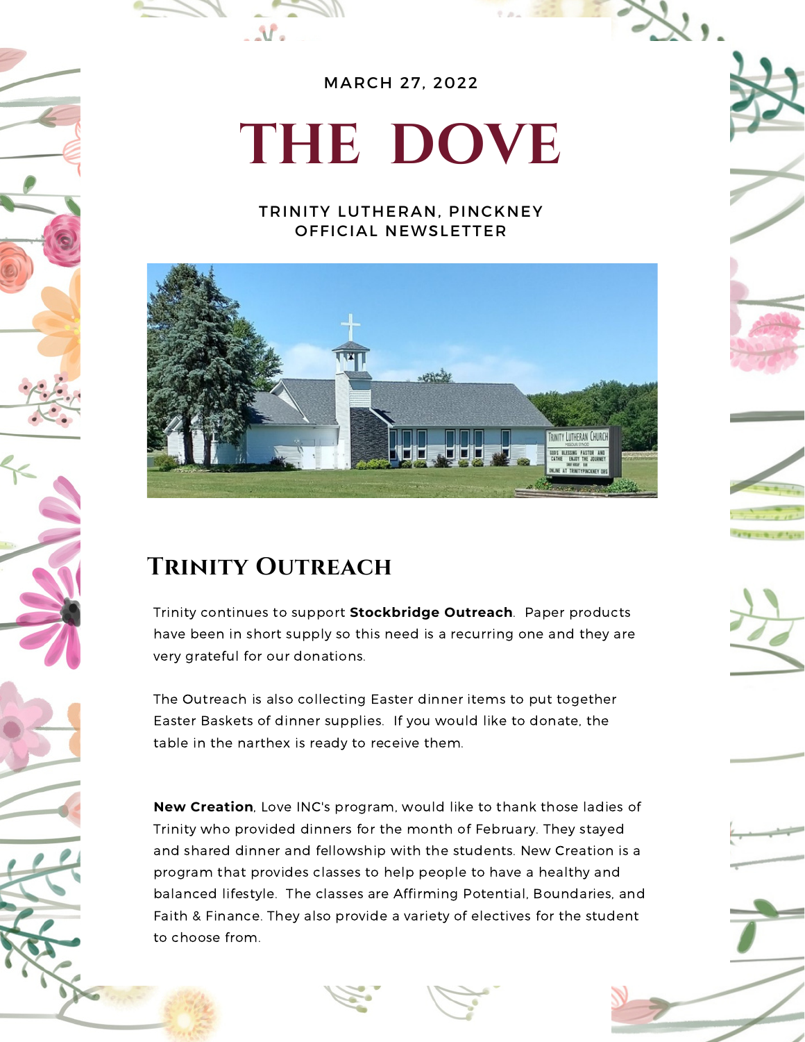MARCH 27, 2022

# THE DOVE

TRINITY LUTHERAN, PINCKNEY
OFFICIAL NEWSLETTER

## Trinity Outreach

Trinity continues to support **Stockbridge Outreach**. Paper products have been in short supply so this need is a recurring one and they are very grateful for our donations.

The Outreach is also collecting Easter dinner items to put together Easter Baskets of dinner supplies. If you would like to donate, the table in the narthex is ready to receive them.

**New Creation**, Love INC's program, would like to thank those ladies of Trinity who provided dinners for the month of February. They stayed and shared dinner and fellowship with the students. New Creation is a program that provides classes to help people to have a healthy and balanced lifestyle. The classes are Affirming Potential, Boundaries, and Faith & Finance. They also provide a variety of electives for the student to choose from.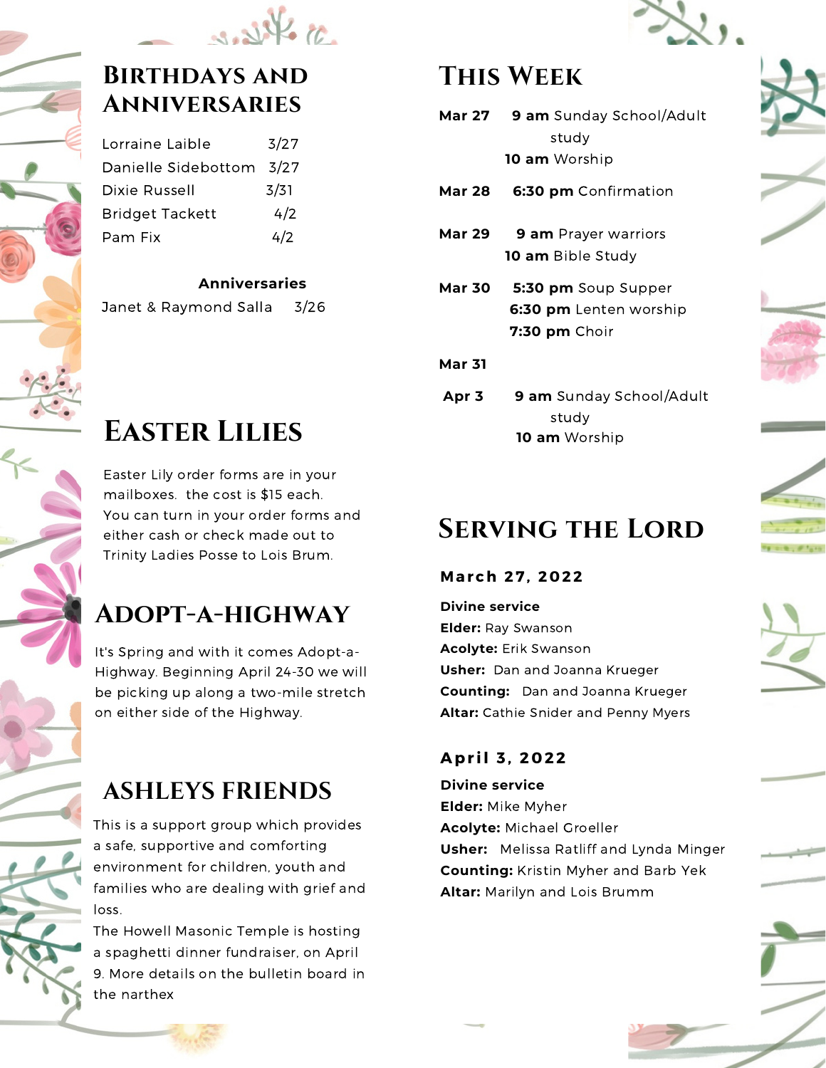## Birthdays and Anniversaries

| | |
|---|---|
| Lorraine Laible | 3/27 |
| Danielle Sidebottom | 3/27 |
| Dixie Russell | 3/31 |
| Bridget Tackett | 4/2 |
| Pam Fix | 4/2 |

**Anniversaries**

| | |
|---|---|
| Janet & Raymond Salla | 3/26 |

## Easter Lilies

Easter Lily order forms are in your mailboxes. the cost is $15 each. You can turn in your order forms and either cash or check made out to Trinity Ladies Posse to Lois Brum.

## Adopt-a-Highway

It's Spring and with it comes Adopt-a-Highway. Beginning April 24-30 we will be picking up along a two-mile stretch on either side of the Highway.

## ASHLEYS FRIENDS

This is a support group which provides a safe, supportive and comforting environment for children, youth and families who are dealing with grief and loss.

The Howell Masonic Temple is hosting a spaghetti dinner fundraiser, on April 9. More details on the bulletin board in the narthex

## This Week

**Mar 27** **9 am** Sunday School/Adult study
**10 am** Worship

**Mar 28** **6:30 pm** Confirmation

**Mar 29** **9 am** Prayer warriors
**10 am** Bible Study

**Mar 30** **5:30 pm** Soup Supper
**6:30 pm** Lenten worship
**7:30 pm** Choir

**Mar 31**

**Apr 3** **9 am** Sunday School/Adult study
**10 am** Worship

## Serving the Lord

### March 27, 2022

**Divine service**
**Elder:** Ray Swanson
**Acolyte:** Erik Swanson
**Usher:** Dan and Joanna Krueger
**Counting:** Dan and Joanna Krueger
**Altar:** Cathie Snider and Penny Myers

### April 3, 2022

**Divine service**
**Elder:** Mike Myher
**Acolyte:** Michael Groeller
**Usher:** Melissa Ratliff and Lynda Minger
**Counting:** Kristin Myher and Barb Yek
**Altar:** Marilyn and Lois Brumm